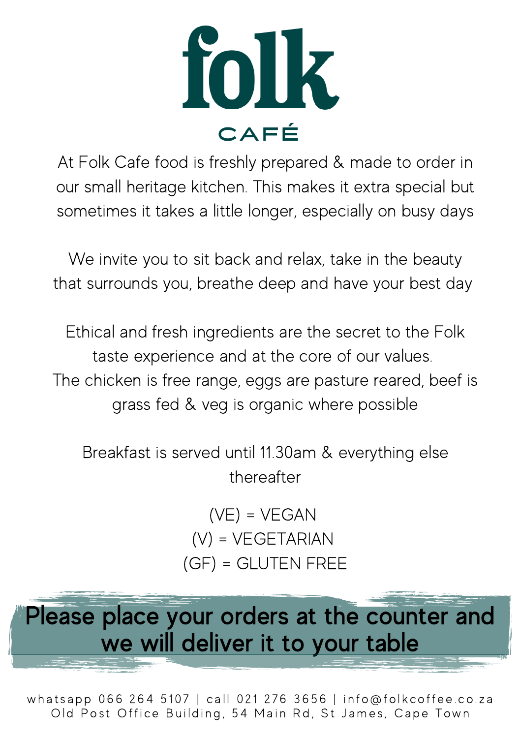# folk

## CAFÉ

At Folk Cafe food is freshly prepared & made to order in our small heritage kitchen. This makes it extra special but sometimes it takes a little longer, especially on busy days

We invite you to sit back and relax, take in the beauty that surrounds you, breathe deep and have your best day

Ethical and fresh ingredients are the secret to the Folk taste experience and at the core of our values.
The chicken is free range, eggs are pasture reared, beef is grass fed & veg is organic where possible

Breakfast is served until 11.30am & everything else thereafter

(VE) = VEGAN
(V) = VEGETARIAN
(GF) = GLUTEN FREE

**Please place your orders at the counter and we will deliver it to your table**

whatsapp 066 264 5107 | call 021 276 3656 | info@folkcoffee.co.za
Old Post Office Building, 54 Main Rd, St James, Cape Town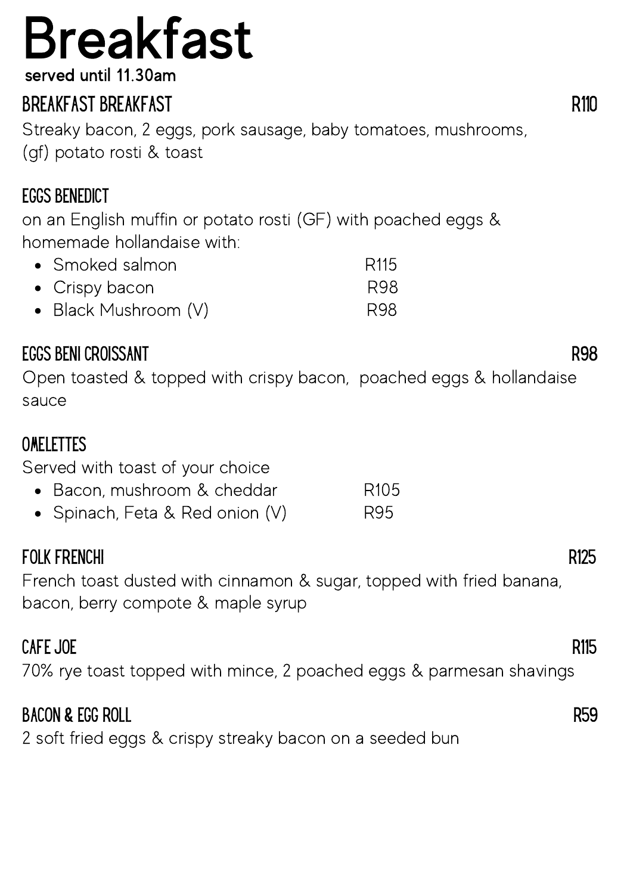# Breakfast

**served until 11.30am**

### BREAKFAST BREAKFAST R110

Streaky bacon, 2 eggs, pork sausage, baby tomatoes, mushrooms, (gf) potato rosti & toast

### EGGS BENEDICT

on an English muffin or potato rosti (GF) with poached eggs & homemade hollandaise with:

- Smoked salmon R115
- Crispy bacon R98
- Black Mushroom (V) R98

### EGGS BENI CROISSANT R98

Open toasted & topped with crispy bacon, poached eggs & hollandaise sauce

### OMELETTES

Served with toast of your choice

- Bacon, mushroom & cheddar R105
- Spinach, Feta & Red onion (V) R95

### FOLK FRENCHI R125

French toast dusted with cinnamon & sugar, topped with fried banana, bacon, berry compote & maple syrup

### CAFE JOE R115

70% rye toast topped with mince, 2 poached eggs & parmesan shavings

### BACON & EGG ROLL R59

2 soft fried eggs & crispy streaky bacon on a seeded bun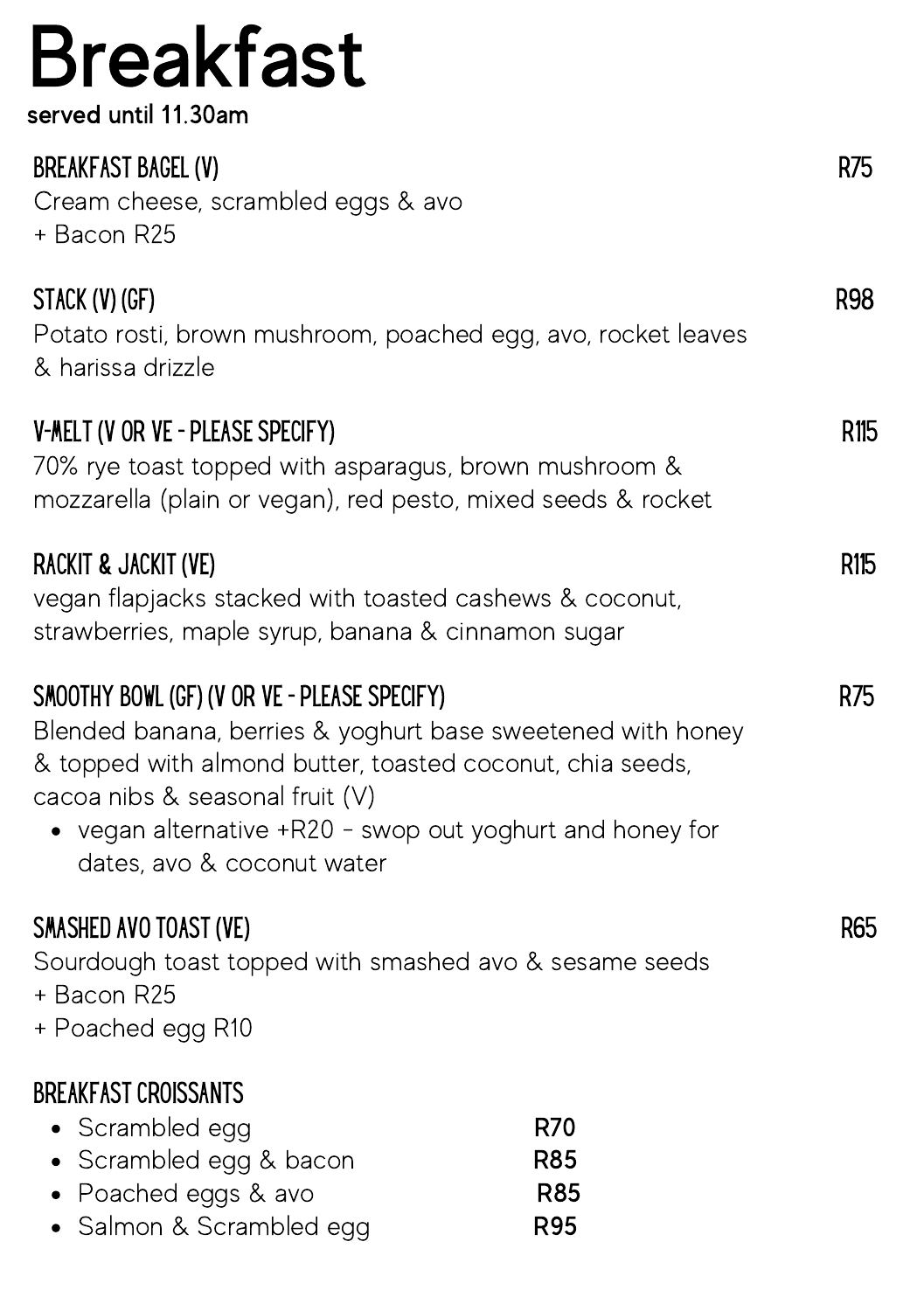# Breakfast

served until 11.30am

### BREAKFAST BAGEL (V) — R75

Cream cheese, scrambled eggs & avo
+ Bacon R25

### STACK (V) (GF) — R98

Potato rosti, brown mushroom, poached egg, avo, rocket leaves & harissa drizzle

### V-MELT (V OR VE - PLEASE SPECIFY) — R115

70% rye toast topped with asparagus, brown mushroom & mozzarella (plain or vegan), red pesto, mixed seeds & rocket

### RACKIT & JACKIT (VE) — R115

vegan flapjacks stacked with toasted cashews & coconut, strawberries, maple syrup, banana & cinnamon sugar

### SMOOTHY BOWL (GF) (V OR VE - PLEASE SPECIFY) — R75

Blended banana, berries & yoghurt base sweetened with honey & topped with almond butter, toasted coconut, chia seeds, cacoa nibs & seasonal fruit (V)

- vegan alternative +R20 - swop out yoghurt and honey for dates, avo & coconut water

### SMASHED AVO TOAST (VE) — R65

Sourdough toast topped with smashed avo & sesame seeds
+ Bacon R25
+ Poached egg R10

### BREAKFAST CROISSANTS

- Scrambled egg **R70**
- Scrambled egg & bacon **R85**
- Poached eggs & avo **R85**
- Salmon & Scrambled egg **R95**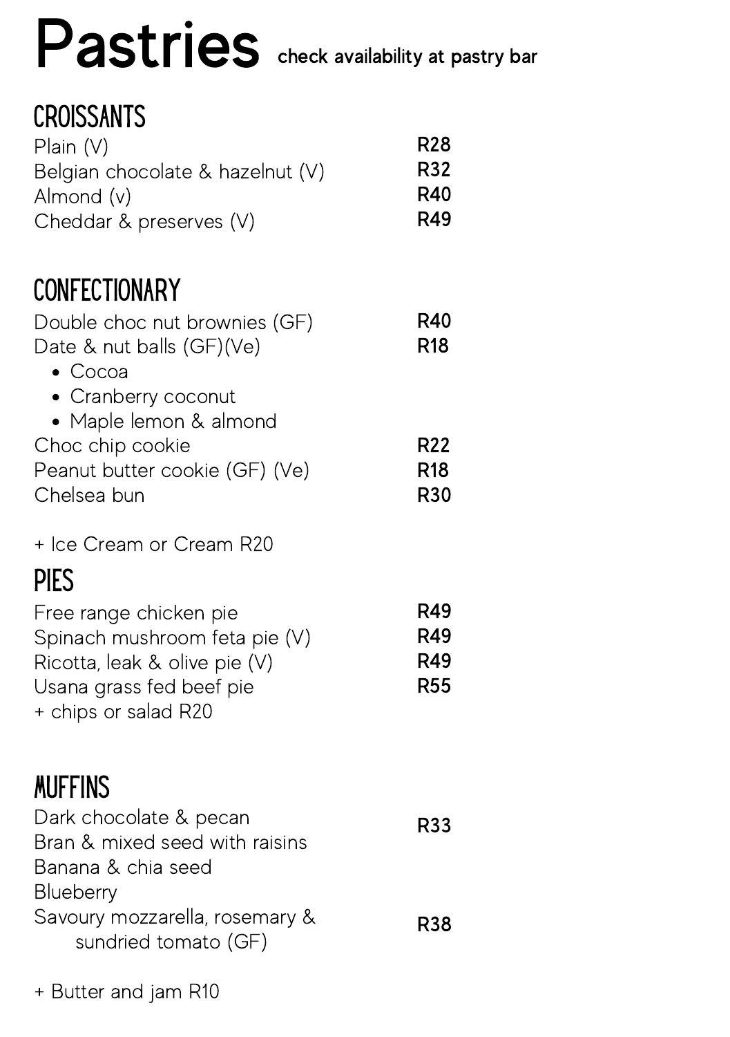# Pastries

check availability at pastry bar

## CROISSANTS

| | |
|---|---|
| Plain (V) | R28 |
| Belgian chocolate & hazelnut (V) | R32 |
| Almond (v) | R40 |
| Cheddar & preserves (V) | R49 |

## CONFECTIONARY

| | |
|---|---|
| Double choc nut brownies (GF) | R40 |
| Date & nut balls (GF)(Ve) | R18 |
| • Cocoa | |
| • Cranberry coconut | |
| • Maple lemon & almond | |
| Choc chip cookie | R22 |
| Peanut butter cookie (GF) (Ve) | R18 |
| Chelsea bun | R30 |

+ Ice Cream or Cream R20

## PIES

| | |
|---|---|
| Free range chicken pie | R49 |
| Spinach mushroom feta pie (V) | R49 |
| Ricotta, leak & olive pie (V) | R49 |
| Usana grass fed beef pie | R55 |

+ chips or salad R20

## MUFFINS

| | |
|---|---|
| Dark chocolate & pecan<br>Bran & mixed seed with raisins<br>Banana & chia seed<br>Blueberry | R33 |
| Savoury mozzarella, rosemary & sundried tomato (GF) | R38 |

+ Butter and jam R10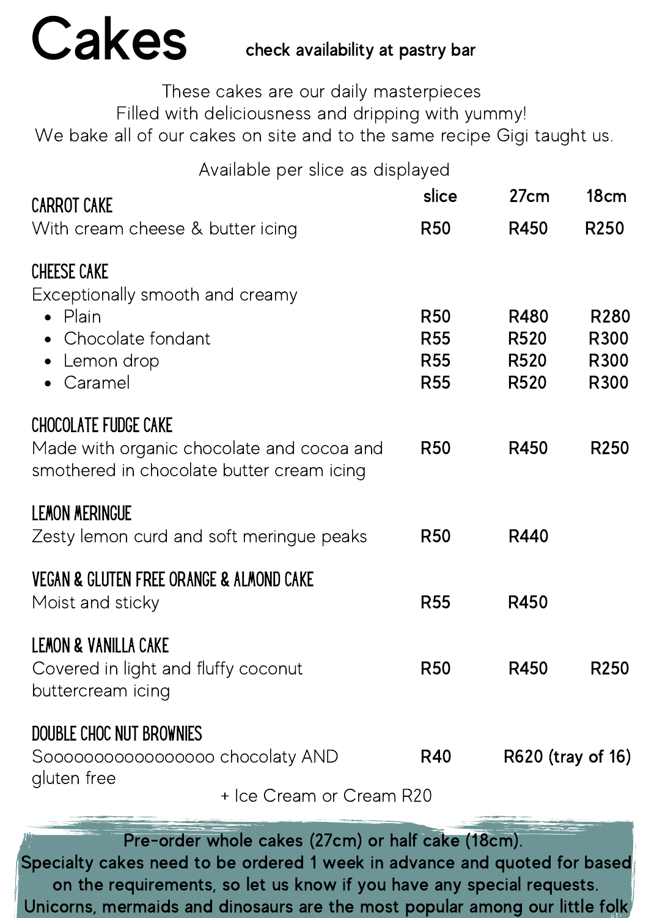# Cakes

**check availability at pastry bar**

These cakes are our daily masterpieces
Filled with deliciousness and dripping with yummy!
We bake all of our cakes on site and to the same recipe Gigi taught us.

Available per slice as displayed

| | slice | 27cm | 18cm |
|---|---|---|---|
| **CARROT CAKE** | | | |
| With cream cheese & butter icing | R50 | R450 | R250 |
| **CHEESE CAKE** | | | |
| Exceptionally smooth and creamy | | | |
| • Plain | R50 | R480 | R280 |
| • Chocolate fondant | R55 | R520 | R300 |
| • Lemon drop | R55 | R520 | R300 |
| • Caramel | R55 | R520 | R300 |
| **CHOCOLATE FUDGE CAKE** | | | |
| Made with organic chocolate and cocoa and smothered in chocolate butter cream icing | R50 | R450 | R250 |
| **LEMON MERINGUE** | | | |
| Zesty lemon curd and soft meringue peaks | R50 | R440 | |
| **VEGAN & GLUTEN FREE ORANGE & ALMOND CAKE** | | | |
| Moist and sticky | R55 | R450 | |
| **LEMON & VANILLA CAKE** | | | |
| Covered in light and fluffy coconut buttercream icing | R50 | R450 | R250 |
| **DOUBLE CHOC NUT BROWNIES** | | | |
| Soooooooooooooooooo chocolaty AND gluten free | R40 | R620 (tray of 16) | |

+ Ice Cream or Cream R20

**Pre-order whole cakes (27cm) or half cake (18cm).**
**Specialty cakes need to be ordered 1 week in advance and quoted for based on the requirements, so let us know if you have any special requests.**
**Unicorns, mermaids and dinosaurs are the most popular among our little folk**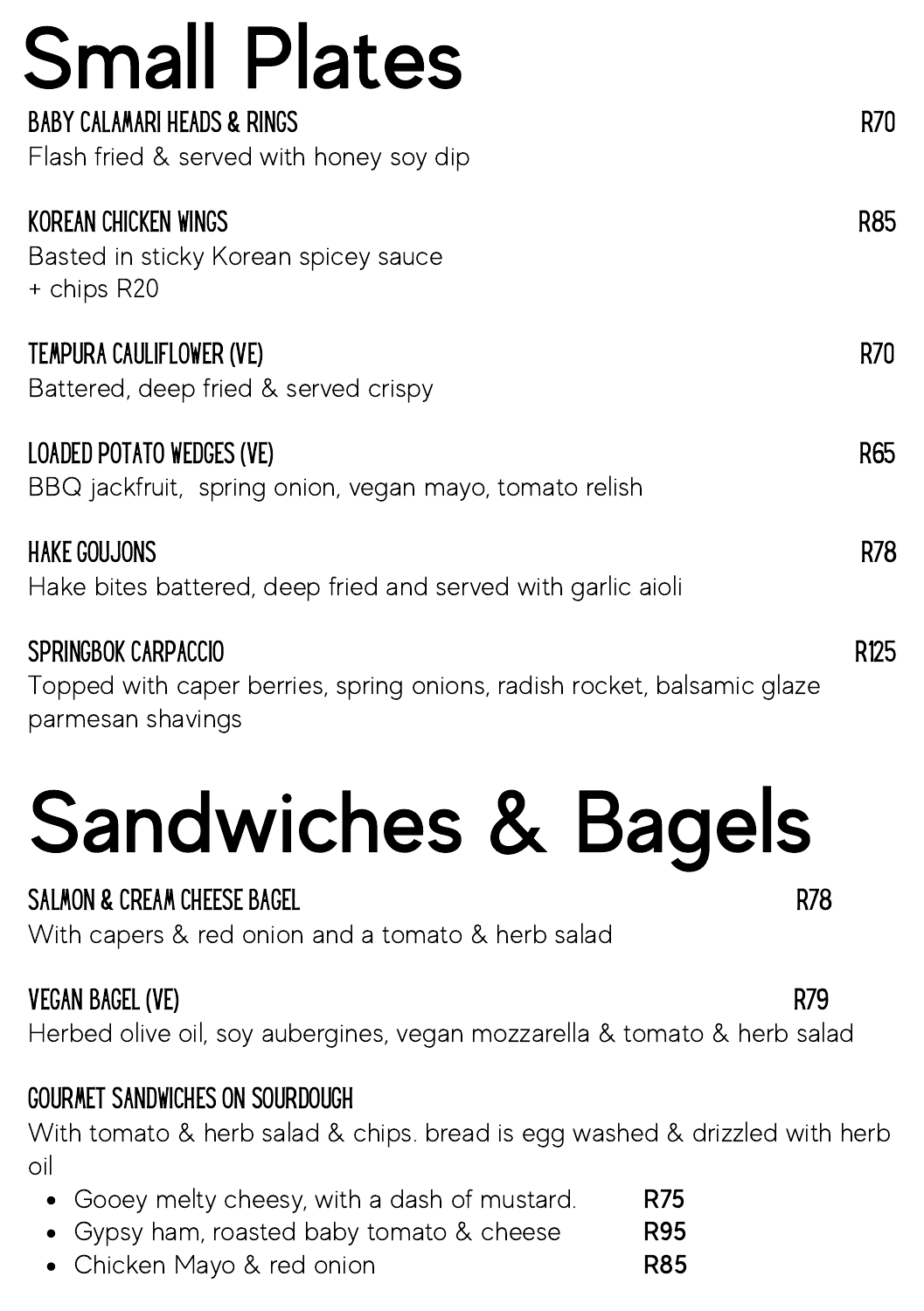# Small Plates

**BABY CALAMARI HEADS & RINGS** R70

Flash fried & served with honey soy dip

**KOREAN CHICKEN WINGS** R85

Basted in sticky Korean spicey sauce
+ chips R20

**TEMPURA CAULIFLOWER (VE)** R70

Battered, deep fried & served crispy

**LOADED POTATO WEDGES (VE)** R65

BBQ jackfruit, spring onion, vegan mayo, tomato relish

**HAKE GOUJONS** R78

Hake bites battered, deep fried and served with garlic aioli

**SPRINGBOK CARPACCIO** R125

Topped with caper berries, spring onions, radish rocket, balsamic glaze parmesan shavings

# Sandwiches & Bagels

**SALMON & CREAM CHEESE BAGEL** R78

With capers & red onion and a tomato & herb salad

**VEGAN BAGEL (VE)** R79

Herbed olive oil, soy aubergines, vegan mozzarella & tomato & herb salad

**GOURMET SANDWICHES ON SOURDOUGH**

With tomato & herb salad & chips. bread is egg washed & drizzled with herb oil

- Gooey melty cheesy, with a dash of mustard. **R75**
- Gypsy ham, roasted baby tomato & cheese **R95**
- Chicken Mayo & red onion **R85**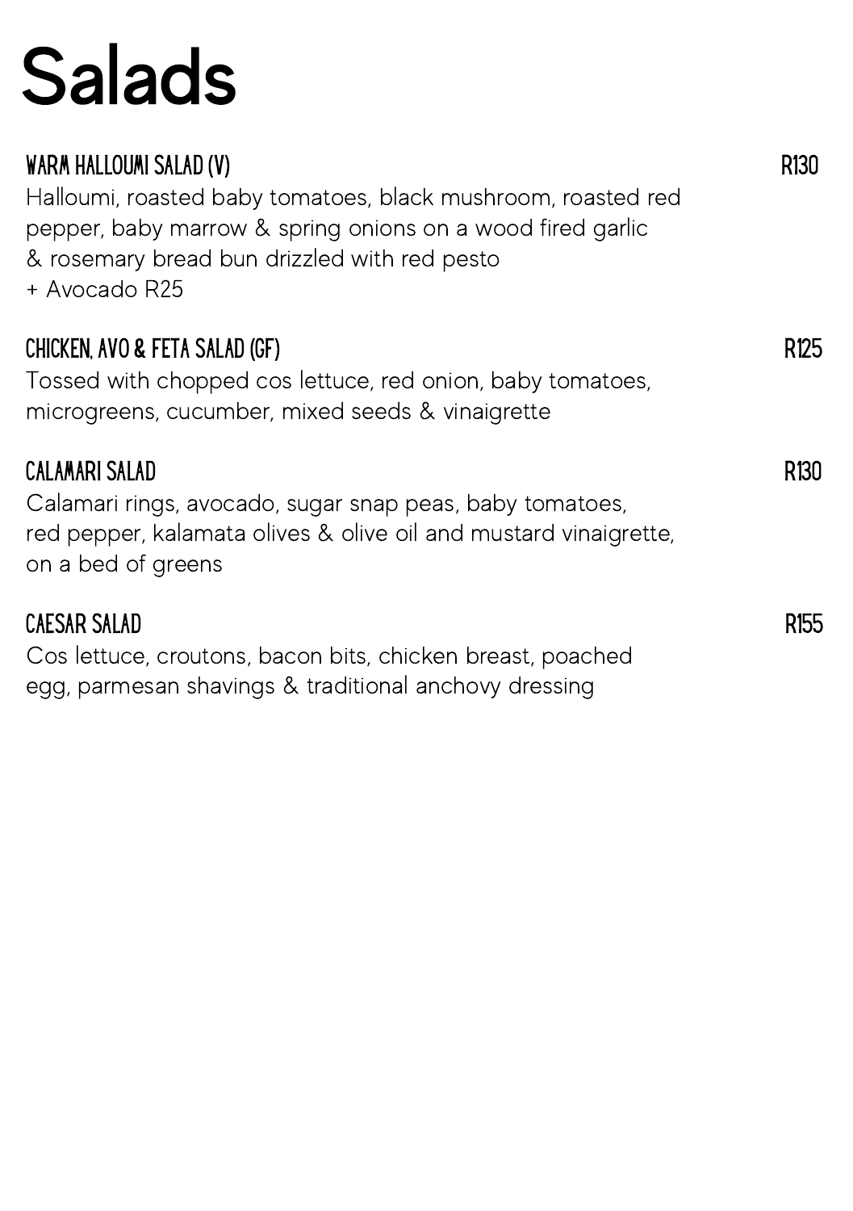# Salads

### WARM HALLOUMI SALAD (V) — R130

Halloumi, roasted baby tomatoes, black mushroom, roasted red pepper, baby marrow & spring onions on a wood fired garlic & rosemary bread bun drizzled with red pesto
+ Avocado R25

### CHICKEN, AVO & FETA SALAD (GF) — R125

Tossed with chopped cos lettuce, red onion, baby tomatoes, microgreens, cucumber, mixed seeds & vinaigrette

### CALAMARI SALAD — R130

Calamari rings, avocado, sugar snap peas, baby tomatoes, red pepper, kalamata olives & olive oil and mustard vinaigrette, on a bed of greens

### CAESAR SALAD — R155

Cos lettuce, croutons, bacon bits, chicken breast, poached egg, parmesan shavings & traditional anchovy dressing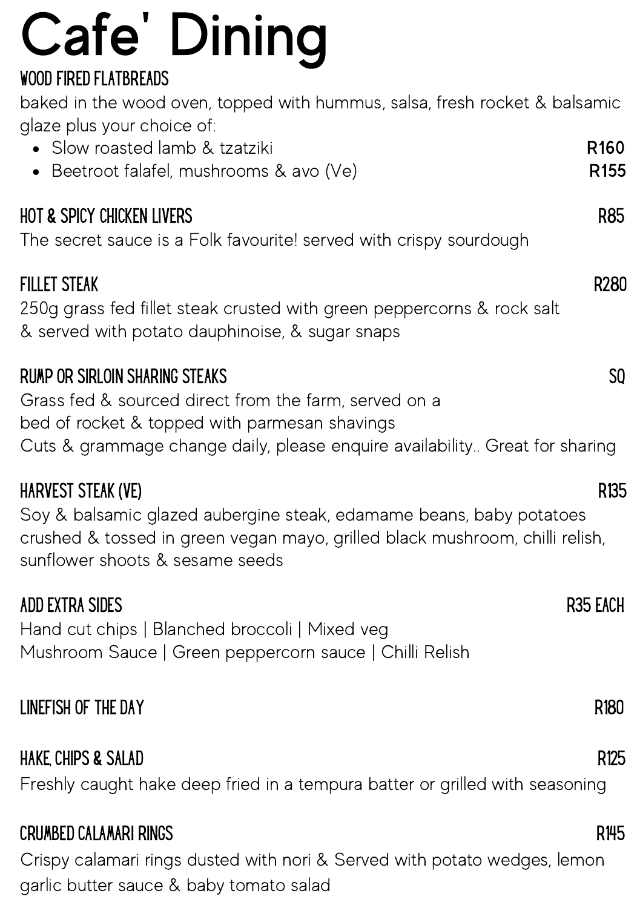# Cafe' Dining

## WOOD FIRED FLATBREADS

baked in the wood oven, topped with hummus, salsa, fresh rocket & balsamic glaze plus your choice of:

- Slow roasted lamb & tzatziki R160
- Beetroot falafel, mushrooms & avo (Ve) R155

## HOT & SPICY CHICKEN LIVERS R85

The secret sauce is a Folk favourite! served with crispy sourdough

## FILLET STEAK R280

250g grass fed fillet steak crusted with green peppercorns & rock salt & served with potato dauphinoise, & sugar snaps

## RUMP OR SIRLOIN SHARING STEAKS SQ

Grass fed & sourced direct from the farm, served on a bed of rocket & topped with parmesan shavings
Cuts & grammage change daily, please enquire availability.. Great for sharing

## HARVEST STEAK (VE) R135

Soy & balsamic glazed aubergine steak, edamame beans, baby potatoes crushed & tossed in green vegan mayo, grilled black mushroom, chilli relish, sunflower shoots & sesame seeds

## ADD EXTRA SIDES R35 EACH

Hand cut chips | Blanched broccoli | Mixed veg
Mushroom Sauce | Green peppercorn sauce | Chilli Relish

## LINEFISH OF THE DAY R180

## HAKE, CHIPS & SALAD R125

Freshly caught hake deep fried in a tempura batter or grilled with seasoning

## CRUMBED CALAMARI RINGS R145

Crispy calamari rings dusted with nori & Served with potato wedges, lemon garlic butter sauce & baby tomato salad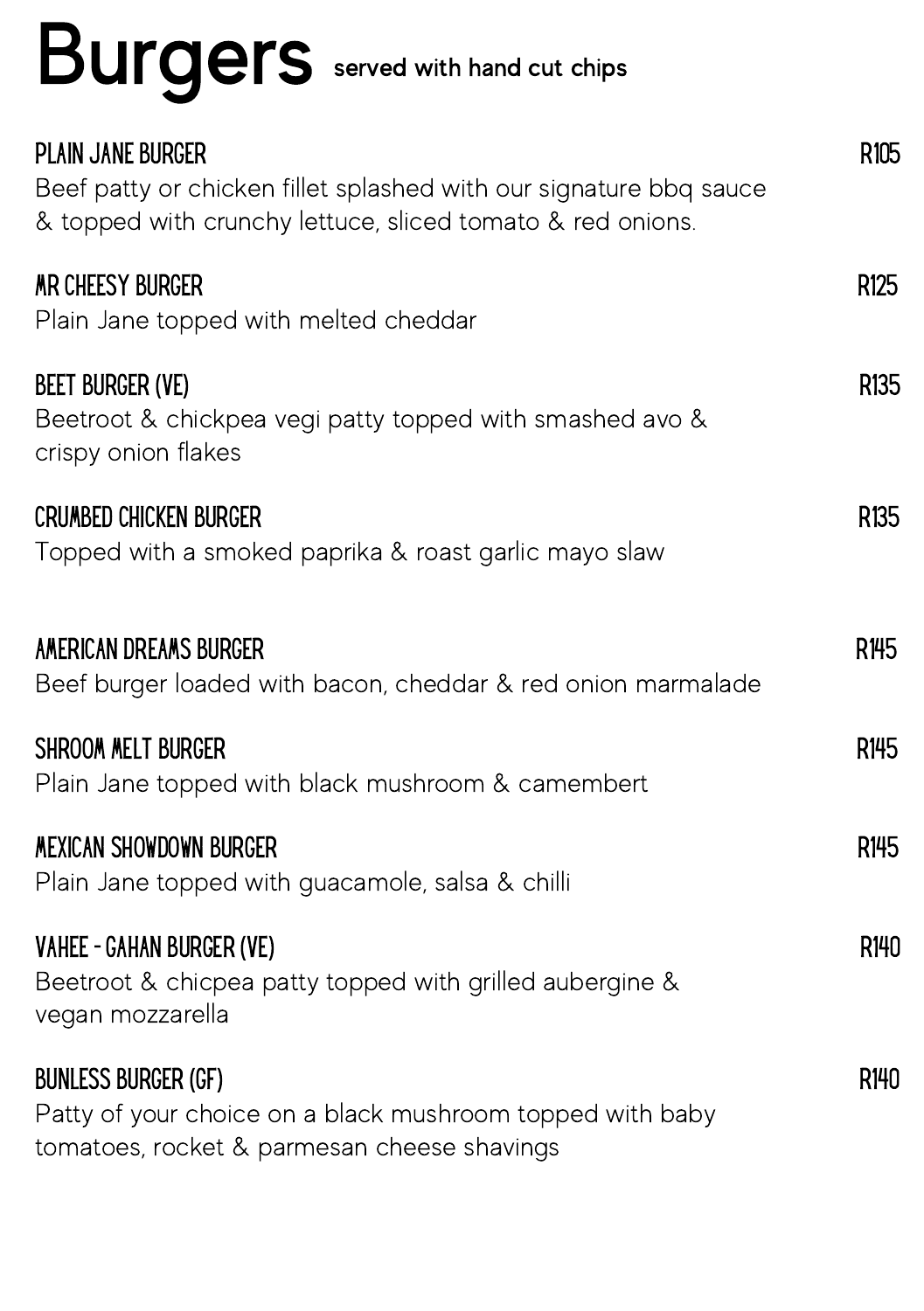# Burgers served with hand cut chips

### PLAIN JANE BURGER — R105
Beef patty or chicken fillet splashed with our signature bbq sauce & topped with crunchy lettuce, sliced tomato & red onions.

### MR CHEESY BURGER — R125
Plain Jane topped with melted cheddar

### BEET BURGER (VE) — R135
Beetroot & chickpea vegi patty topped with smashed avo & crispy onion flakes

### CRUMBED CHICKEN BURGER — R135
Topped with a smoked paprika & roast garlic mayo slaw

### AMERICAN DREAMS BURGER — R145
Beef burger loaded with bacon, cheddar & red onion marmalade

### SHROOM MELT BURGER — R145
Plain Jane topped with black mushroom & camembert

### MEXICAN SHOWDOWN BURGER — R145
Plain Jane topped with guacamole, salsa & chilli

### VAHEE - GAHAN BURGER (VE) — R140
Beetroot & chicpea patty topped with grilled aubergine & vegan mozzarella

### BUNLESS BURGER (GF) — R140
Patty of your choice on a black mushroom topped with baby tomatoes, rocket & parmesan cheese shavings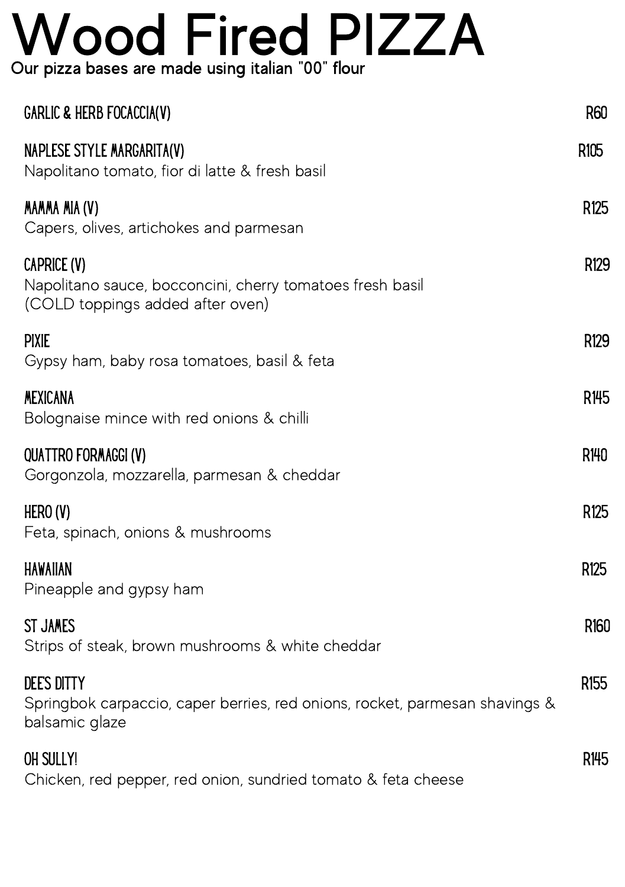# Wood Fired PIZZA

Our pizza bases are made using italian "00" flour

**GARLIC & HERB FOCACCIA(V)** R60

**NAPLESE STYLE MARGARITA(V)** R105
Napolitano tomato, fior di latte & fresh basil

**MAMMA MIA (V)** R125
Capers, olives, artichokes and parmesan

**CAPRICE (V)** R129
Napolitano sauce, bocconcini, cherry tomatoes fresh basil
(COLD toppings added after oven)

**PIXIE** R129
Gypsy ham, baby rosa tomatoes, basil & feta

**MEXICANA** R145
Bolognaise mince with red onions & chilli

**QUATTRO FORMAGGI (V)** R140
Gorgonzola, mozzarella, parmesan & cheddar

**HERO (V)** R125
Feta, spinach, onions & mushrooms

**HAWAIIAN** R125
Pineapple and gypsy ham

**ST JAMES** R160
Strips of steak, brown mushrooms & white cheddar

**DEE'S DITTY** R155
Springbok carpaccio, caper berries, red onions, rocket, parmesan shavings & balsamic glaze

**OH SULLY!** R145
Chicken, red pepper, red onion, sundried tomato & feta cheese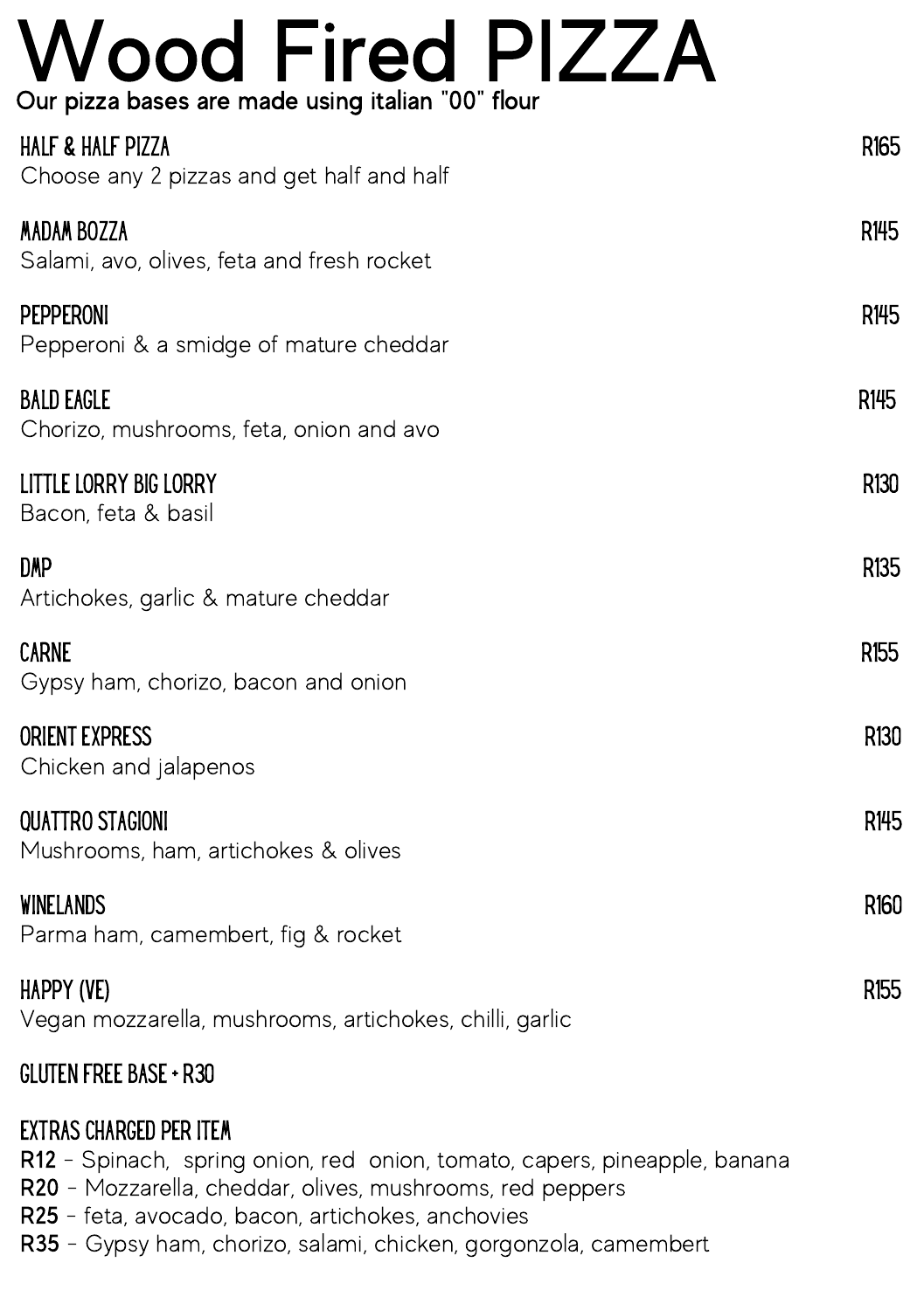# Wood Fired PIZZA

**Our pizza bases are made using italian "00" flour**

### HALF & HALF PIZZA — R165
Choose any 2 pizzas and get half and half

### MADAM BOZZA — R145
Salami, avo, olives, feta and fresh rocket

### PEPPERONI — R145
Pepperoni & a smidge of mature cheddar

### BALD EAGLE — R145
Chorizo, mushrooms, feta, onion and avo

### LITTLE LORRY BIG LORRY — R130
Bacon, feta & basil

### DMP — R135
Artichokes, garlic & mature cheddar

### CARNE — R155
Gypsy ham, chorizo, bacon and onion

### ORIENT EXPRESS — R130
Chicken and jalapenos

### QUATTRO STAGIONI — R145
Mushrooms, ham, artichokes & olives

### WINELANDS — R160
Parma ham, camembert, fig & rocket

### HAPPY (VE) — R155
Vegan mozzarella, mushrooms, artichokes, chilli, garlic

### GLUTEN FREE BASE + R30

### EXTRAS CHARGED PER ITEM
**R12** - Spinach, spring onion, red onion, tomato, capers, pineapple, banana
**R20** - Mozzarella, cheddar, olives, mushrooms, red peppers
**R25** - feta, avocado, bacon, artichokes, anchovies
**R35** - Gypsy ham, chorizo, salami, chicken, gorgonzola, camembert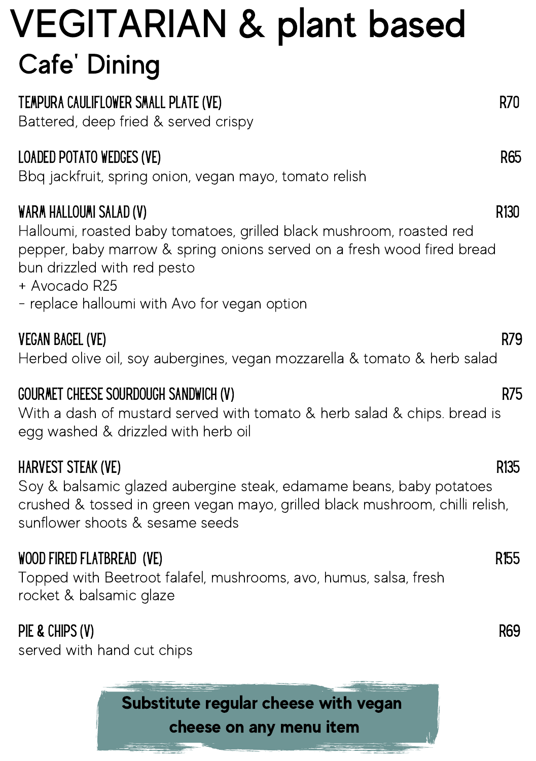# VEGITARIAN & plant based

## Cafe' Dining

### TEMPURA CAULIFLOWER SMALL PLATE (VE) — R70

Battered, deep fried & served crispy

### LOADED POTATO WEDGES (VE) — R65

Bbq jackfruit, spring onion, vegan mayo, tomato relish

### WARM HALLOUMI SALAD (V) — R130

Halloumi, roasted baby tomatoes, grilled black mushroom, roasted red pepper, baby marrow & spring onions served on a fresh wood fired bread bun drizzled with red pesto

+ Avocado R25

- replace halloumi with Avo for vegan option

### VEGAN BAGEL (VE) — R79

Herbed olive oil, soy aubergines, vegan mozzarella & tomato & herb salad

### GOURMET CHEESE SOURDOUGH SANDWICH (V) — R75

With a dash of mustard served with tomato & herb salad & chips. bread is egg washed & drizzled with herb oil

### HARVEST STEAK (VE) — R135

Soy & balsamic glazed aubergine steak, edamame beans, baby potatoes crushed & tossed in green vegan mayo, grilled black mushroom, chilli relish, sunflower shoots & sesame seeds

### WOOD FIRED FLATBREAD (VE) — R155

Topped with Beetroot falafel, mushrooms, avo, humus, salsa, fresh rocket & balsamic glaze

### PIE & CHIPS (V) — R69

served with hand cut chips

**Substitute regular cheese with vegan cheese on any menu item**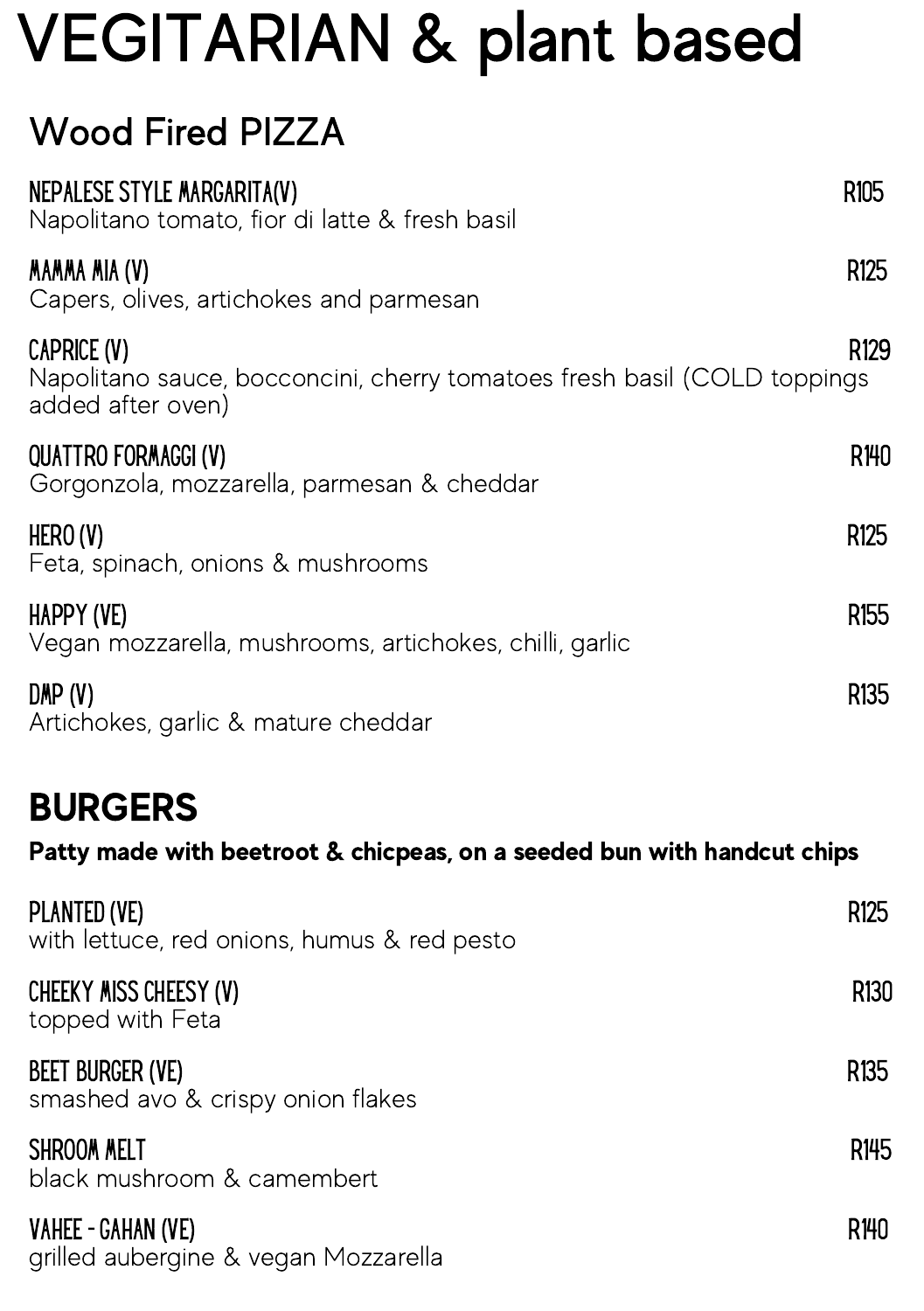# VEGITARIAN & plant based

## Wood Fired PIZZA

**NEPALESE STYLE MARGARITA(V)** R105
Napolitano tomato, fior di latte & fresh basil

**MAMMA MIA (V)** R125
Capers, olives, artichokes and parmesan

**CAPRICE (V)** R129
Napolitano sauce, bocconcini, cherry tomatoes fresh basil (COLD toppings added after oven)

**QUATTRO FORMAGGI (V)** R140
Gorgonzola, mozzarella, parmesan & cheddar

**HERO (V)** R125
Feta, spinach, onions & mushrooms

**HAPPY (VE)** R155
Vegan mozzarella, mushrooms, artichokes, chilli, garlic

**DMP (V)** R135
Artichokes, garlic & mature cheddar

## BURGERS

**Patty made with beetroot & chicpeas, on a seeded bun with handcut chips**

**PLANTED (VE)** R125
with lettuce, red onions, humus & red pesto

**CHEEKY MISS CHEESY (V)** R130
topped with Feta

**BEET BURGER (VE)** R135
smashed avo & crispy onion flakes

**SHROOM MELT** R145
black mushroom & camembert

**VAHEE - GAHAN (VE)** R140
grilled aubergine & vegan Mozzarella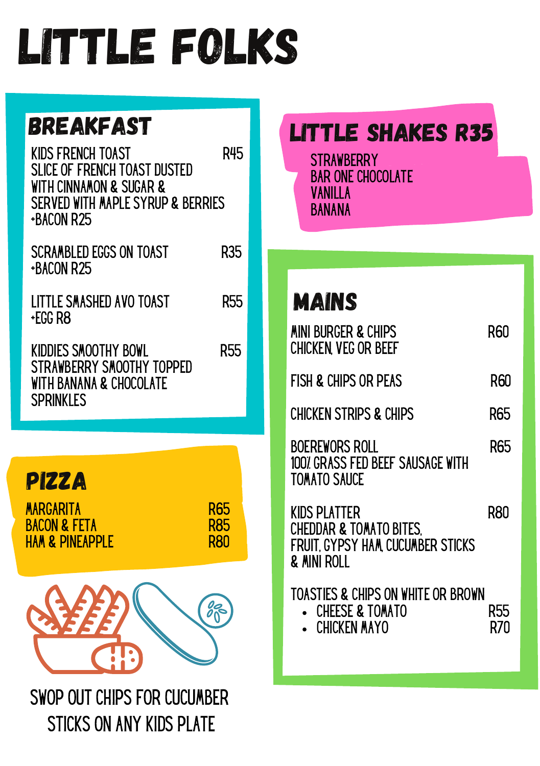# LITTLE FOLKS

## BREAKFAST

**KIDS FRENCH TOAST** — R45
SLICE OF FRENCH TOAST DUSTED WITH CINNAMON & SUGAR & SERVED WITH MAPLE SYRUP & BERRIES
+BACON R25

**SCRAMBLED EGGS ON TOAST** — R35
+BACON R25

**LITTLE SMASHED AVO TOAST** — R55
+EGG R8

**KIDDIES SMOOTHY BOWL** — R55
STRAWBERRY SMOOTHY TOPPED WITH BANANA & CHOCOLATE SPRINKLES

## PIZZA

| | |
|---|---|
| MARGARITA | R65 |
| BACON & FETA | R85 |
| HAM & PINEAPPLE | R80 |

SWOP OUT CHIPS FOR CUCUMBER STICKS ON ANY KIDS PLATE

## LITTLE SHAKES R35

- STRAWBERRY
- BAR ONE CHOCOLATE
- VANILLA
- BANANA

## MAINS

**MINI BURGER & CHIPS** — R60
CHICKEN, VEG OR BEEF

**FISH & CHIPS OR PEAS** — R60

**CHICKEN STRIPS & CHIPS** — R65

**BOEREWORS ROLL** — R65
100% GRASS FED BEEF SAUSAGE WITH TOMATO SAUCE

**KIDS PLATTER** — R80
CHEDDAR & TOMATO BITES, FRUIT, GYPSY HAM, CUCUMBER STICKS & MINI ROLL

**TOASTIES & CHIPS ON WHITE OR BROWN**
- CHEESE & TOMATO — R55
- CHICKEN MAYO — R70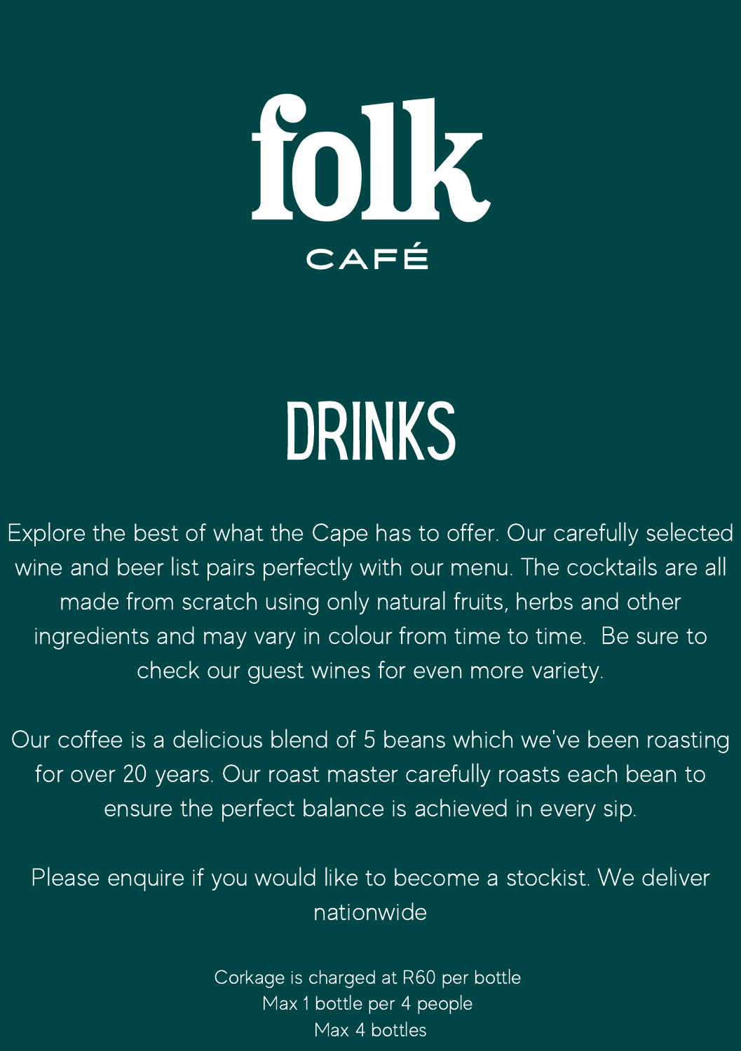# folk

CAFÉ

## DRINKS

Explore the best of what the Cape has to offer. Our carefully selected wine and beer list pairs perfectly with our menu. The cocktails are all made from scratch using only natural fruits, herbs and other ingredients and may vary in colour from time to time. Be sure to check our guest wines for even more variety.

Our coffee is a delicious blend of 5 beans which we've been roasting for over 20 years. Our roast master carefully roasts each bean to ensure the perfect balance is achieved in every sip.

Please enquire if you would like to become a stockist. We deliver nationwide

Corkage is charged at R60 per bottle
Max 1 bottle per 4 people
Max 4 bottles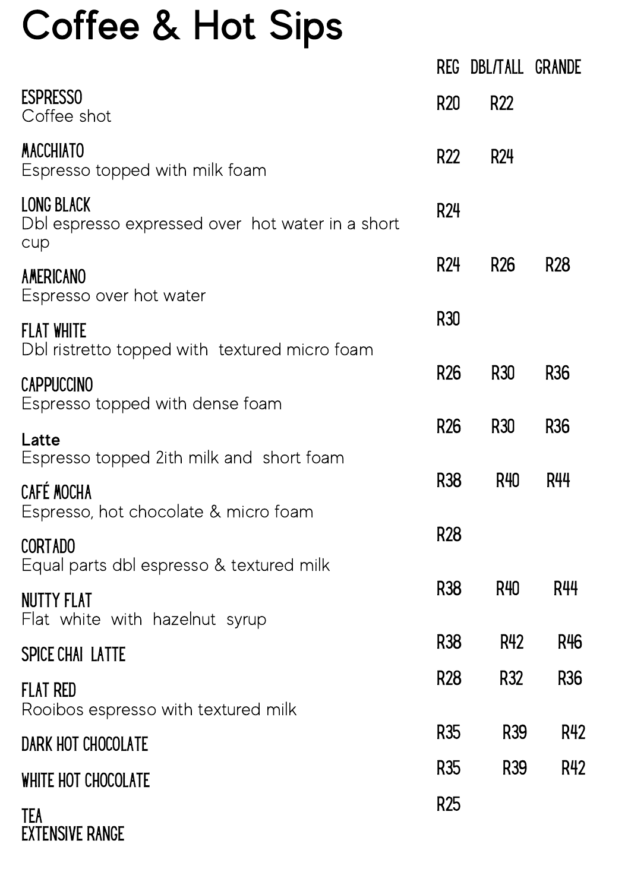# Coffee & Hot Sips

| | REG | DBL/TALL | GRANDE |
|---|---|---|---|
| **ESPRESSO**<br>Coffee shot | R20 | R22 | |
| **MACCHIATO**<br>Espresso topped with milk foam | R22 | R24 | |
| **LONG BLACK**<br>Dbl espresso expressed over hot water in a short cup | R24 | | |
| **AMERICANO**<br>Espresso over hot water | R24 | R26 | R28 |
| **FLAT WHITE**<br>Dbl ristretto topped with textured micro foam | R30 | | |
| **CAPPUCCINO**<br>Espresso topped with dense foam | R26 | R30 | R36 |
| **Latte**<br>Espresso topped 2ith milk and short foam | R26 | R30 | R36 |
| **CAFÉ MOCHA**<br>Espresso, hot chocolate & micro foam | R38 | R40 | R44 |
| **CORTADO**<br>Equal parts dbl espresso & textured milk | R28 | | |
| **NUTTY FLAT**<br>Flat white with hazelnut syrup | R38 | R40 | R44 |
| **SPICE CHAI LATTE** | R38 | R42 | R46 |
| **FLAT RED**<br>Rooibos espresso with textured milk | R28 | R32 | R36 |
| **DARK HOT CHOCOLATE** | R35 | R39 | R42 |
| **WHITE HOT CHOCOLATE** | R35 | R39 | R42 |
| **TEA**<br>EXTENSIVE RANGE | R25 | | |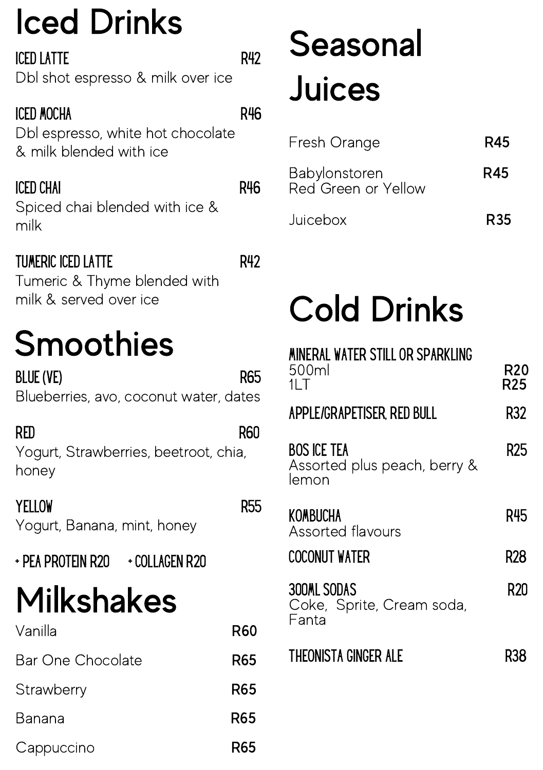# Iced Drinks

**ICED LATTE** R42
Dbl shot espresso & milk over ice

**ICED MOCHA** R46
Dbl espresso, white hot chocolate & milk blended with ice

**ICED CHAI** R46
Spiced chai blended with ice & milk

**TUMERIC ICED LATTE** R42
Tumeric & Thyme blended with milk & served over ice

# Smoothies

**BLUE (VE)** R65
Blueberries, avo, coconut water, dates

**RED** R60
Yogurt, Strawberries, beetroot, chia, honey

**YELLOW** R55
Yogurt, Banana, mint, honey

**+ PEA PROTEIN R20** **+ COLLAGEN R20**

# Milkshakes

| | |
|---|---|
| Vanilla | R60 |
| Bar One Chocolate | R65 |
| Strawberry | R65 |
| Banana | R65 |
| Cappuccino | R65 |

# Seasonal Juices

| | |
|---|---|
| Fresh Orange | R45 |
| Babylonstoren Red Green or Yellow | R45 |
| Juicebox | R35 |

# Cold Drinks

**MINERAL WATER STILL OR SPARKLING**
500ml R20
1LT R25

**APPLE/GRAPETISER, RED BULL** R32

**BOS ICE TEA** R25
Assorted plus peach, berry & lemon

**KOMBUCHA** R45
Assorted flavours

**COCONUT WATER** R28

**300ML SODAS** R20
Coke, Sprite, Cream soda, Fanta

**THEONISTA GINGER ALE** R38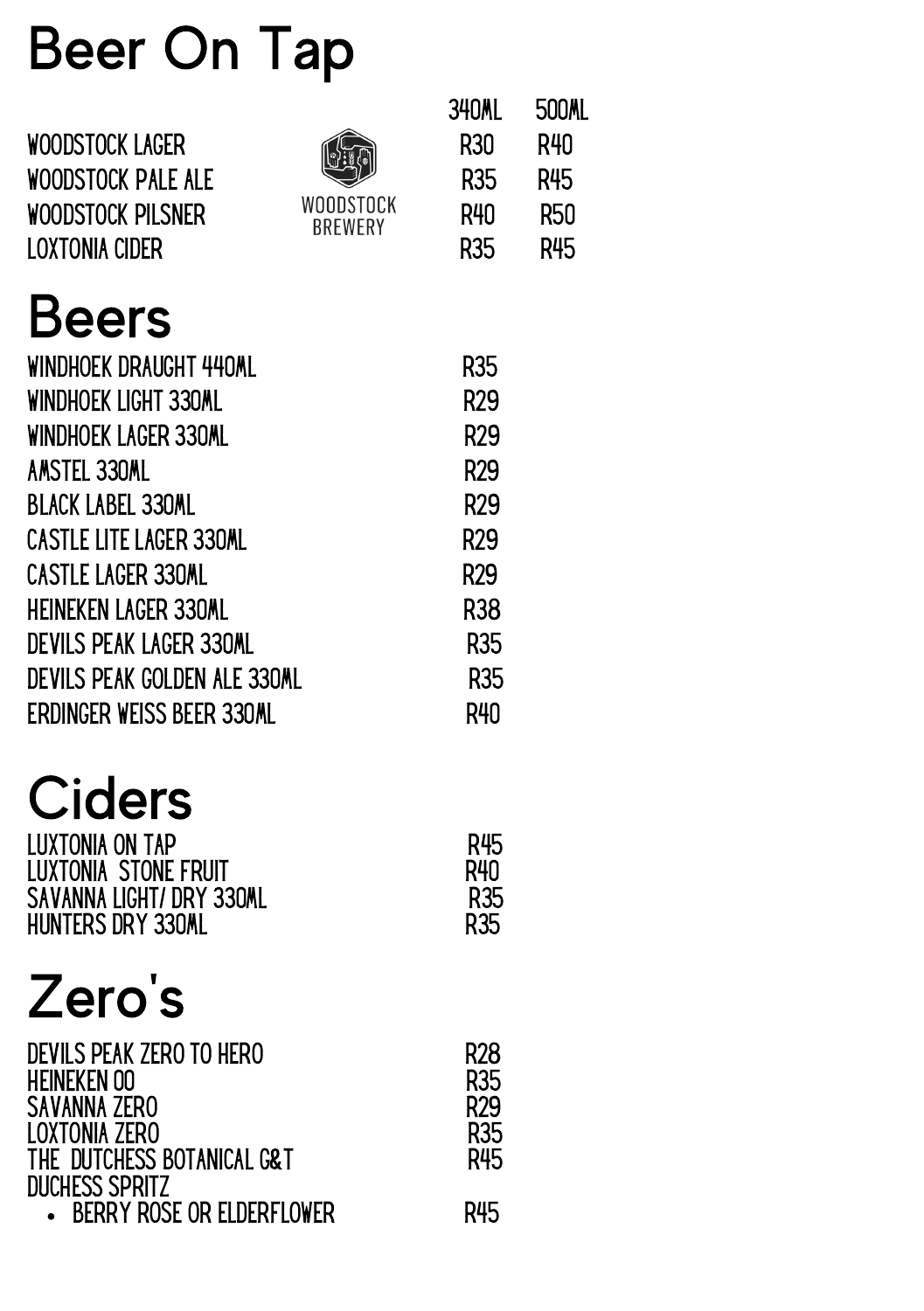# Beer On Tap

| | 340ML | 500ML |
|---|---|---|
| WOODSTOCK LAGER | R30 | R40 |
| WOODSTOCK PALE ALE | R35 | R45 |
| WOODSTOCK PILSNER | R40 | R50 |
| LOXTONIA CIDER | R35 | R45 |

WOODSTOCK BREWERY

# Beers

| | |
|---|---|
| WINDHOEK DRAUGHT 440ML | R35 |
| WINDHOEK LIGHT 330ML | R29 |
| WINDHOEK LAGER 330ML | R29 |
| AMSTEL 330ML | R29 |
| BLACK LABEL 330ML | R29 |
| CASTLE LITE LAGER 330ML | R29 |
| CASTLE LAGER 330ML | R29 |
| HEINEKEN LAGER 330ML | R38 |
| DEVILS PEAK LAGER 330ML | R35 |
| DEVILS PEAK GOLDEN ALE 330ML | R35 |
| ERDINGER WEISS BEER 330ML | R40 |

# Ciders

| | |
|---|---|
| LUXTONIA ON TAP | R45 |
| LUXTONIA STONE FRUIT | R40 |
| SAVANNA LIGHT/ DRY 330ML | R35 |
| HUNTERS DRY 330ML | R35 |

# Zero's

| | |
|---|---|
| DEVILS PEAK ZERO TO HERO | R28 |
| HEINEKEN 00 | R35 |
| SAVANNA ZERO | R29 |
| LOXTONIA ZERO | R35 |
| THE DUTCHESS BOTANICAL G&T | R45 |
| DUCHESS SPRITZ | |
| • BERRY ROSE OR ELDERFLOWER | R45 |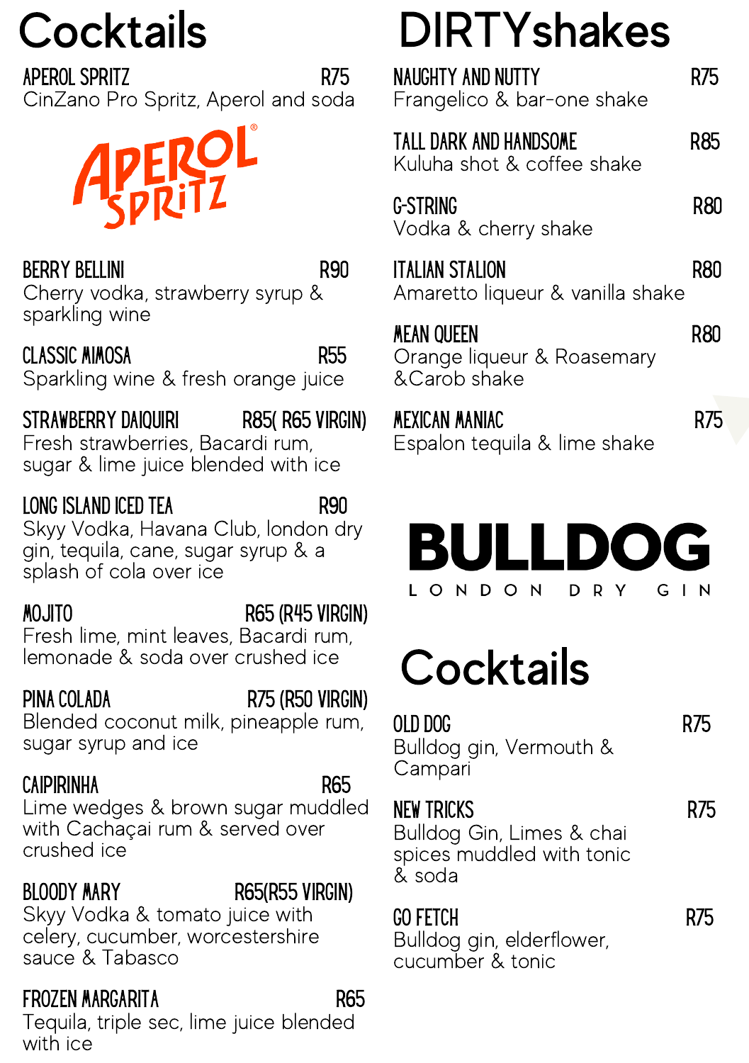# Cocktails

**APEROL SPRITZ** R75
CinZano Pro Spritz, Aperol and soda

APEROL SPRITZ

**BERRY BELLINI** R90
Cherry vodka, strawberry syrup & sparkling wine

**CLASSIC MIMOSA** R55
Sparkling wine & fresh orange juice

**STRAWBERRY DAIQUIRI** R85( R65 VIRGIN)
Fresh strawberries, Bacardi rum, sugar & lime juice blended with ice

**LONG ISLAND ICED TEA** R90
Skyy Vodka, Havana Club, london dry gin, tequila, cane, sugar syrup & a splash of cola over ice

**MOJITO** R65 (R45 VIRGIN)
Fresh lime, mint leaves, Bacardi rum, lemonade & soda over crushed ice

**PINA COLADA** R75 (R50 VIRGIN)
Blended coconut milk, pineapple rum, sugar syrup and ice

**CAIPIRINHA** R65
Lime wedges & brown sugar muddled with Cachaçai rum & served over crushed ice

**BLOODY MARY** R65(R55 VIRGIN)
Skyy Vodka & tomato juice with celery, cucumber, worcestershire sauce & Tabasco

**FROZEN MARGARITA** R65
Tequila, triple sec, lime juice blended with ice

# DIRTYshakes

**NAUGHTY AND NUTTY** R75
Frangelico & bar-one shake

**TALL DARK AND HANDSOME** R85
Kuluha shot & coffee shake

**G-STRING** R80
Vodka & cherry shake

**ITALIAN STALION** R80
Amaretto liqueur & vanilla shake

**MEAN QUEEN** R80
Orange liqueur & Roasemary &Carob shake

**MEXICAN MANIAC** R75
Espalon tequila & lime shake

BULLDOG
LONDON DRY GIN

# Cocktails

**OLD DOG** R75
Bulldog gin, Vermouth & Campari

**NEW TRICKS** R75
Bulldog Gin, Limes & chai spices muddled with tonic & soda

**GO FETCH** R75
Bulldog gin, elderflower, cucumber & tonic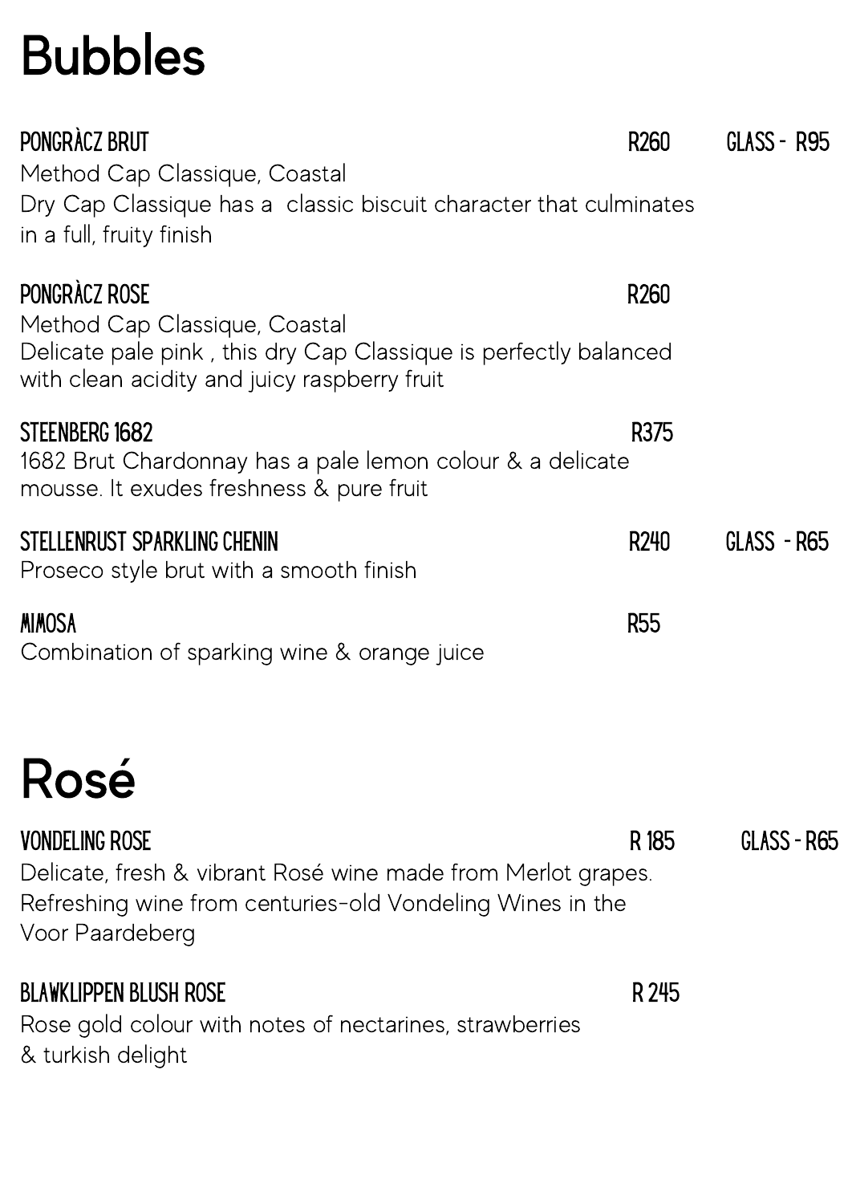# Bubbles

### PONGRÀCZ BRUT
R260 GLASS - R95

Method Cap Classique, Coastal
Dry Cap Classique has a classic biscuit character that culminates in a full, fruity finish

### PONGRÀCZ ROSE
R260

Method Cap Classique, Coastal
Delicate pale pink , this dry Cap Classique is perfectly balanced with clean acidity and juicy raspberry fruit

### STEENBERG 1682
R375

1682 Brut Chardonnay has a pale lemon colour & a delicate mousse. It exudes freshness & pure fruit

### STELLENRUST SPARKLING CHENIN
R240 GLASS - R65

Proseco style brut with a smooth finish

### MIMOSA
R55

Combination of sparking wine & orange juice

# Rosé

### VONDELING ROSE
R 185 GLASS - R65

Delicate, fresh & vibrant Rosé wine made from Merlot grapes. Refreshing wine from centuries-old Vondeling Wines in the Voor Paardeberg

### BLAWKLIPPEN BLUSH ROSE
R 245

Rose gold colour with notes of nectarines, strawberries & turkish delight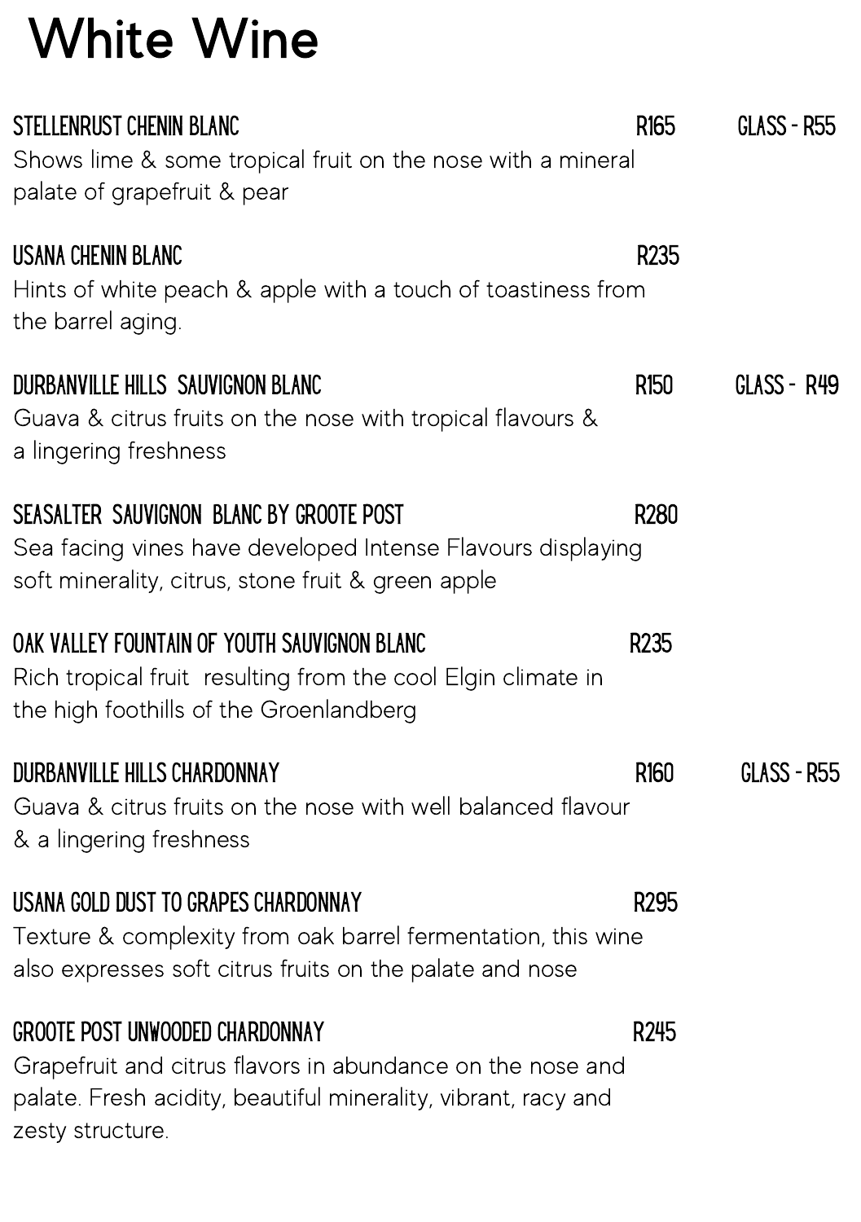# White Wine

**STELLENRUST CHENIN BLANC** R165 GLASS - R55
Shows lime & some tropical fruit on the nose with a mineral palate of grapefruit & pear

**USANA CHENIN BLANC** R235
Hints of white peach & apple with a touch of toastiness from the barrel aging.

**DURBANVILLE HILLS SAUVIGNON BLANC** R150 GLASS - R49
Guava & citrus fruits on the nose with tropical flavours & a lingering freshness

**SEASALTER SAUVIGNON BLANC BY GROOTE POST** R280
Sea facing vines have developed Intense Flavours displaying soft minerality, citrus, stone fruit & green apple

**OAK VALLEY FOUNTAIN OF YOUTH SAUVIGNON BLANC** R235
Rich tropical fruit resulting from the cool Elgin climate in the high foothills of the Groenlandberg

**DURBANVILLE HILLS CHARDONNAY** R160 GLASS - R55
Guava & citrus fruits on the nose with well balanced flavour & a lingering freshness

**USANA GOLD DUST TO GRAPES CHARDONNAY** R295
Texture & complexity from oak barrel fermentation, this wine also expresses soft citrus fruits on the palate and nose

**GROOTE POST UNWOODED CHARDONNAY** R245
Grapefruit and citrus flavors in abundance on the nose and palate. Fresh acidity, beautiful minerality, vibrant, racy and zesty structure.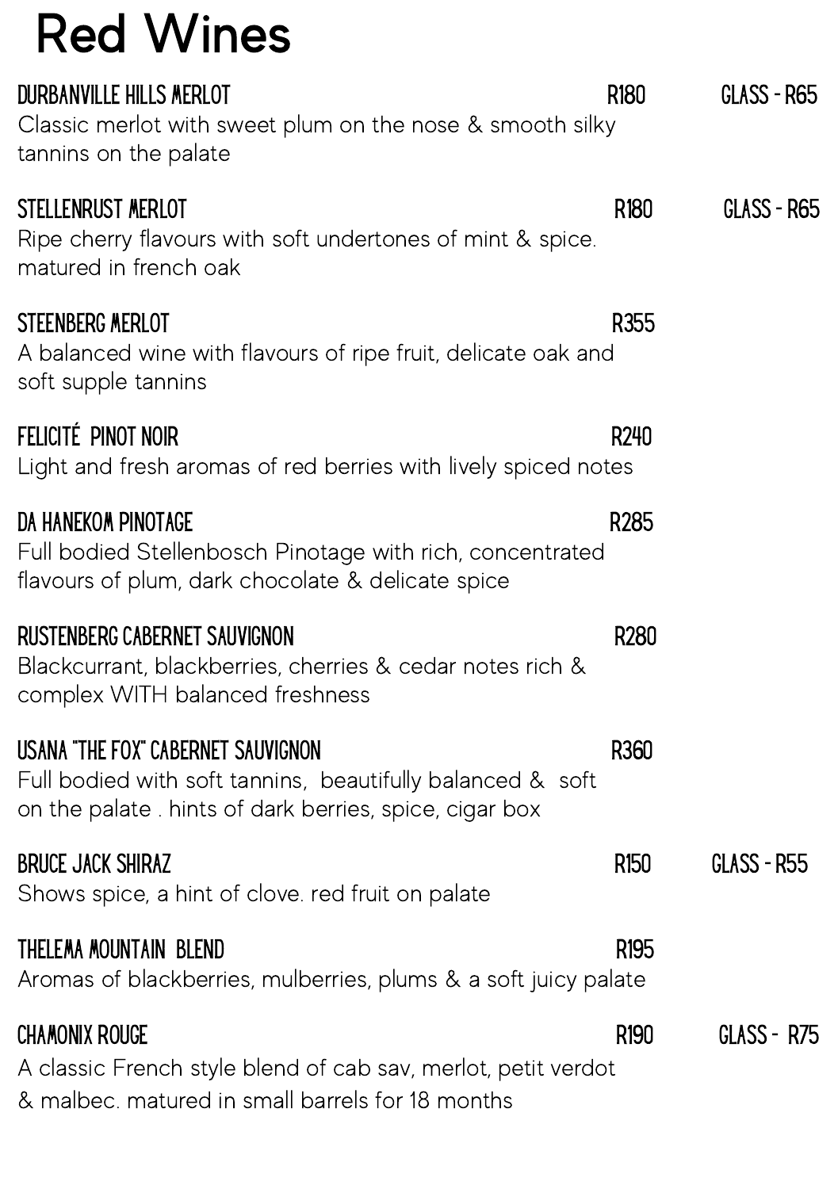# Red Wines

**DURBANVILLE HILLS MERLOT** R180 GLASS - R65

Classic merlot with sweet plum on the nose & smooth silky tannins on the palate

**STELLENRUST MERLOT** R180 GLASS - R65

Ripe cherry flavours with soft undertones of mint & spice. matured in french oak

**STEENBERG MERLOT** R355

A balanced wine with flavours of ripe fruit, delicate oak and soft supple tannins

**FELICITÉ PINOT NOIR** R240

Light and fresh aromas of red berries with lively spiced notes

**DA HANEKOM PINOTAGE** R285

Full bodied Stellenbosch Pinotage with rich, concentrated flavours of plum, dark chocolate & delicate spice

**RUSTENBERG CABERNET SAUVIGNON** R280

Blackcurrant, blackberries, cherries & cedar notes rich & complex WITH balanced freshness

**USANA "THE FOX" CABERNET SAUVIGNON** R360

Full bodied with soft tannins, beautifully balanced & soft on the palate . hints of dark berries, spice, cigar box

**BRUCE JACK SHIRAZ** R150 GLASS - R55

Shows spice, a hint of clove. red fruit on palate

**THELEMA MOUNTAIN BLEND** R195

Aromas of blackberries, mulberries, plums & a soft juicy palate

**CHAMONIX ROUGE** R190 GLASS - R75

A classic French style blend of cab sav, merlot, petit verdot & malbec. matured in small barrels for 18 months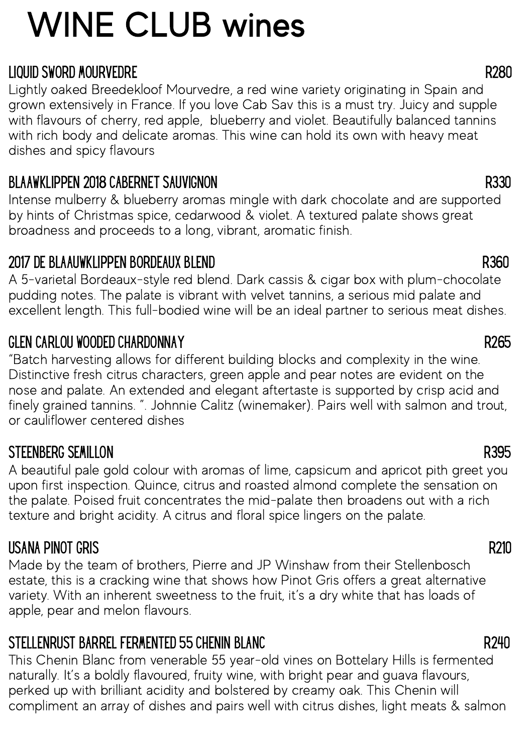# WINE CLUB wines

### LIQUID SWORD MOURVEDRE — R280

Lightly oaked Breedekloof Mourvedre, a red wine variety originating in Spain and grown extensively in France. If you love Cab Sav this is a must try. Juicy and supple with flavours of cherry, red apple, blueberry and violet. Beautifully balanced tannins with rich body and delicate aromas. This wine can hold its own with heavy meat dishes and spicy flavours

### BLAAWKLIPPEN 2018 CABERNET SAUVIGNON — R330

Intense mulberry & blueberry aromas mingle with dark chocolate and are supported by hints of Christmas spice, cedarwood & violet. A textured palate shows great broadness and proceeds to a long, vibrant, aromatic finish.

### 2017 DE BLAAUWKLIPPEN BORDEAUX BLEND — R360

A 5-varietal Bordeaux-style red blend. Dark cassis & cigar box with plum-chocolate pudding notes. The palate is vibrant with velvet tannins, a serious mid palate and excellent length. This full-bodied wine will be an ideal partner to serious meat dishes.

### GLEN CARLOU WOODED CHARDONNAY — R265

"Batch harvesting allows for different building blocks and complexity in the wine. Distinctive fresh citrus characters, green apple and pear notes are evident on the nose and palate. An extended and elegant aftertaste is supported by crisp acid and finely grained tannins. ". Johnnie Calitz (winemaker). Pairs well with salmon and trout, or cauliflower centered dishes

### STEENBERG SEMILLON — R395

A beautiful pale gold colour with aromas of lime, capsicum and apricot pith greet you upon first inspection. Quince, citrus and roasted almond complete the sensation on the palate. Poised fruit concentrates the mid-palate then broadens out with a rich texture and bright acidity. A citrus and floral spice lingers on the palate.

### USANA PINOT GRIS — R210

Made by the team of brothers, Pierre and JP Winshaw from their Stellenbosch estate, this is a cracking wine that shows how Pinot Gris offers a great alternative variety. With an inherent sweetness to the fruit, it's a dry white that has loads of apple, pear and melon flavours.

### STELLENRUST BARREL FERMENTED 55 CHENIN BLANC — R240

This Chenin Blanc from venerable 55 year-old vines on Bottelary Hills is fermented naturally. It's a boldly flavoured, fruity wine, with bright pear and guava flavours, perked up with brilliant acidity and bolstered by creamy oak. This Chenin will compliment an array of dishes and pairs well with citrus dishes, light meats & salmon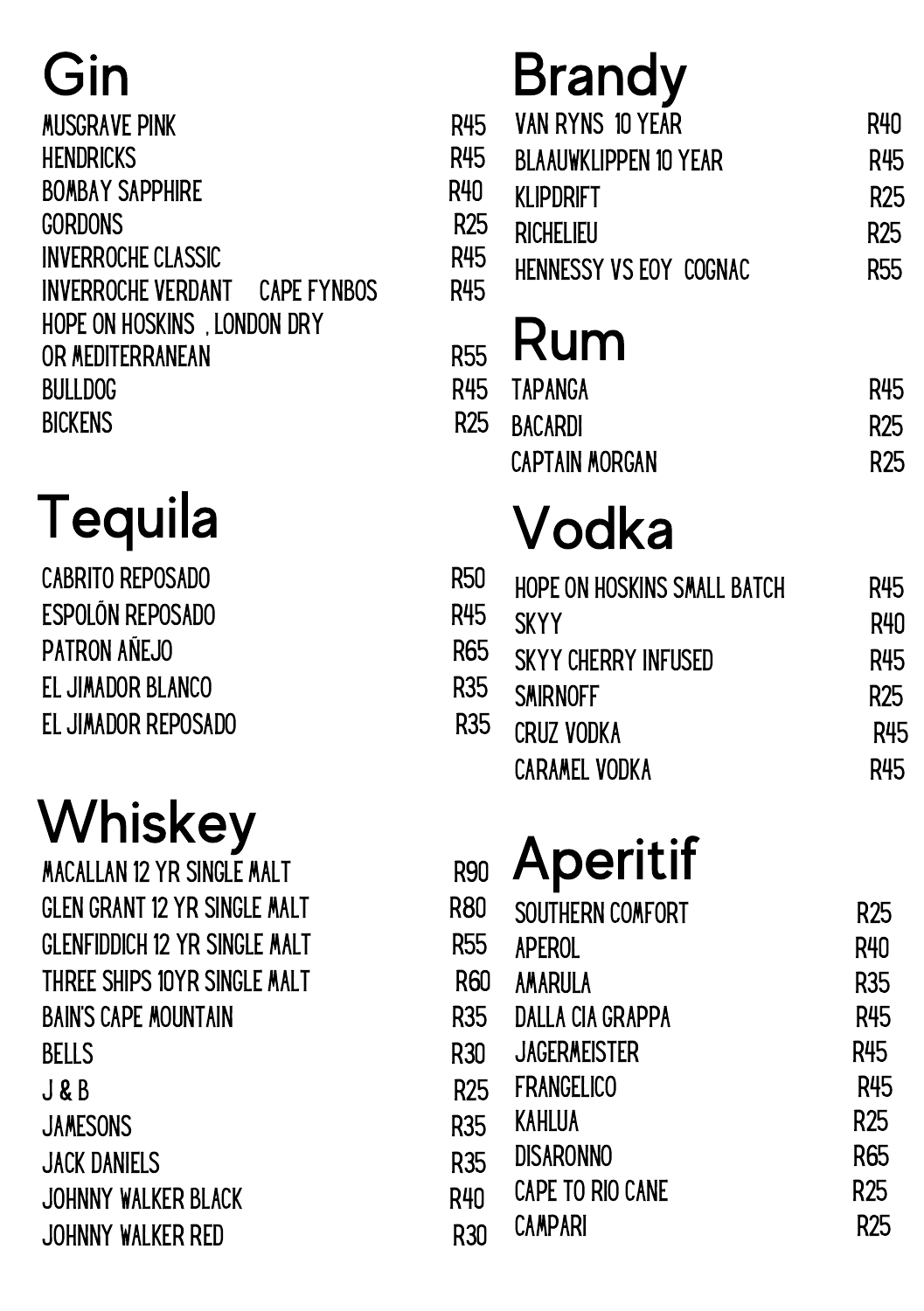# Gin

| | |
|---|---|
| MUSGRAVE PINK | R45 |
| HENDRICKS | R45 |
| BOMBAY SAPPHIRE | R40 |
| GORDONS | R25 |
| INVERROCHE CLASSIC | R45 |
| INVERROCHE VERDANT CAPE FYNBOS | R45 |
| HOPE ON HOSKINS , LONDON DRY OR MEDITERRANEAN | R55 |
| BULLDOG | R45 |
| BICKENS | R25 |

# Tequila

| | |
|---|---|
| CABRITO REPOSADO | R50 |
| ESPOLÓN REPOSADO | R45 |
| PATRON AÑEJO | R65 |
| EL JIMADOR BLANCO | R35 |
| EL JIMADOR REPOSADO | R35 |

# Whiskey

| | |
|---|---|
| MACALLAN 12 YR SINGLE MALT | R90 |
| GLEN GRANT 12 YR SINGLE MALT | R80 |
| GLENFIDDICH 12 YR SINGLE MALT | R55 |
| THREE SHIPS 10YR SINGLE MALT | R60 |
| BAIN'S CAPE MOUNTAIN | R35 |
| BELLS | R30 |
| J & B | R25 |
| JAMESONS | R35 |
| JACK DANIELS | R35 |
| JOHNNY WALKER BLACK | R40 |
| JOHNNY WALKER RED | R30 |

# Brandy

| | |
|---|---|
| VAN RYNS 10 YEAR | R40 |
| BLAAUWKLIPPEN 10 YEAR | R45 |
| KLIPDRIFT | R25 |
| RICHELIEU | R25 |
| HENNESSY VS EOY COGNAC | R55 |

# Rum

| | |
|---|---|
| TAPANGA | R45 |
| BACARDI | R25 |
| CAPTAIN MORGAN | R25 |

# Vodka

| | |
|---|---|
| HOPE ON HOSKINS SMALL BATCH | R45 |
| SKYY | R40 |
| SKYY CHERRY INFUSED | R45 |
| SMIRNOFF | R25 |
| CRUZ VODKA | R45 |
| CARAMEL VODKA | R45 |

# Aperitif

| | |
|---|---|
| SOUTHERN COMFORT | R25 |
| APEROL | R40 |
| AMARULA | R35 |
| DALLA CIA GRAPPA | R45 |
| JAGERMEISTER | R45 |
| FRANGELICO | R45 |
| KAHLUA | R25 |
| DISARONNO | R65 |
| CAPE TO RIO CANE | R25 |
| CAMPARI | R25 |